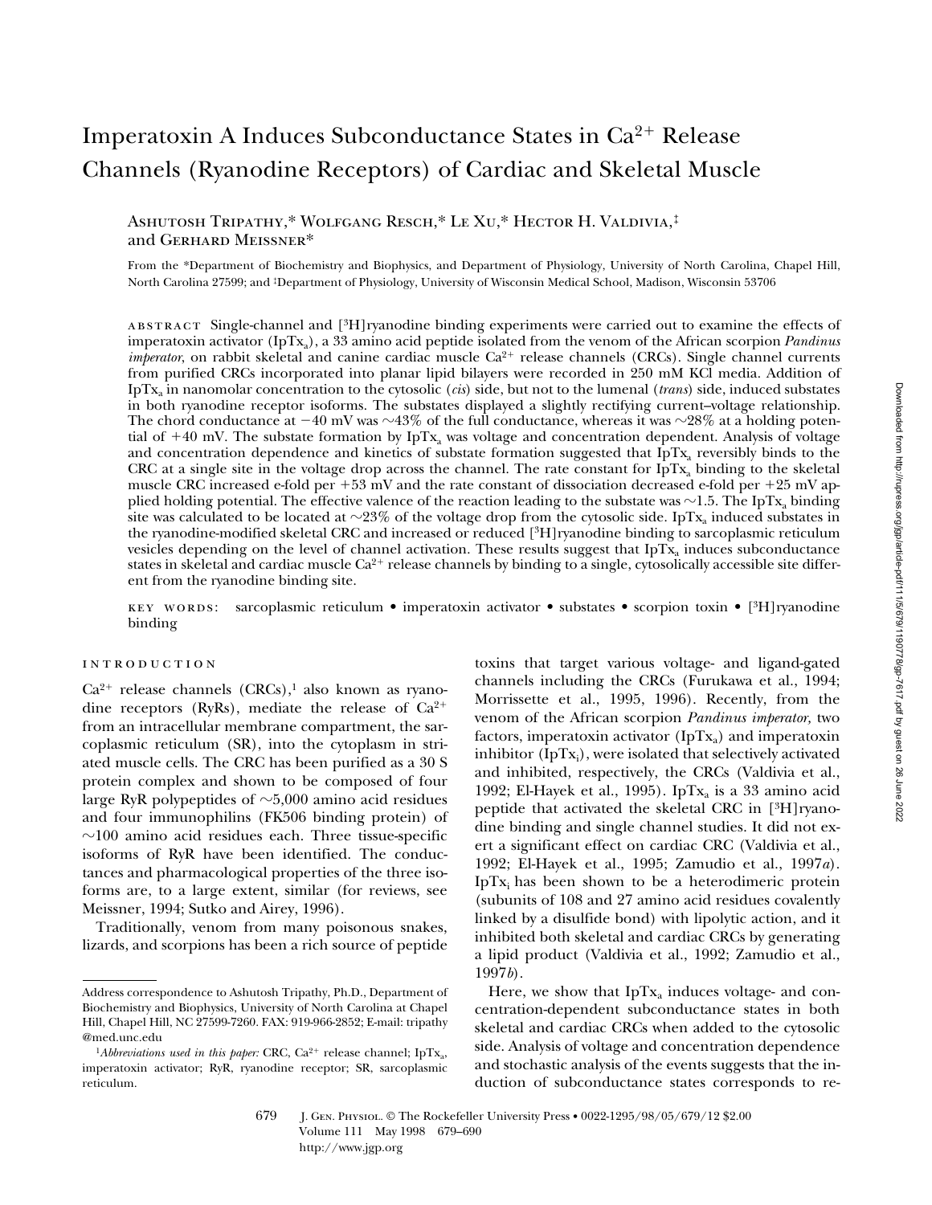# Imperatoxin A Induces Subconductance States in $Ca^{2+}$ Release Channels (Ryanodine Receptors) of Cardiac and Skeletal Muscle

Ashutosh Tripathy,* Wolfgang Resch,* Le Xu,* Hector H. Valdivia,‡ and Gerhard Meissner*

From the *Department of Biochemistry and Biophysics, and Department of Physiology, University of North Carolina, Chapel Hill, North Carolina 27599; and ‡Department of Physiology, University of Wisconsin Medical School, Madison, Wisconsin 53706

abstract Single-channel and [$^3$H]ryanodine binding experiments were carried out to examine the effects of imperatoxin activator ($IpTx_a$), a 33 amino acid peptide isolated from the venom of the African scorpion *Pandinus imperator*, on rabbit skeletal and canine cardiac muscle $Ca^{2+}$ release channels (CRCs). Single channel currents from purified CRCs incorporated into planar lipid bilayers were recorded in 250 mM KCl media. Addition of $IpTx_a$ in nanomolar concentration to the cytosolic (*cis*) side, but not to the lumenal (*trans*) side, induced substates in both ryanodine receptor isoforms. The substates displayed a slightly rectifying current–voltage relationship. The chord conductance at −40 mV was ~43% of the full conductance, whereas it was ~28% at a holding potential of +40 mV. The substate formation by $IpTx_a$ was voltage and concentration dependent. Analysis of voltage and concentration dependence and kinetics of substate formation suggested that $IpTx_a$ reversibly binds to the CRC at a single site in the voltage drop across the channel. The rate constant for $IpTx_a$ binding to the skeletal muscle CRC increased e-fold per +53 mV and the rate constant of dissociation decreased e-fold per +25 mV applied holding potential. The effective valence of the reaction leading to the substate was ~1.5. The $IpTx_a$ binding site was calculated to be located at ~23% of the voltage drop from the cytosolic side. $IpTx_a$ induced substates in the ryanodine-modified skeletal CRC and increased or reduced [$^3$H]ryanodine binding to sarcoplasmic reticulum vesicles depending on the level of channel activation. These results suggest that $IpTx_a$ induces subconductance states in skeletal and cardiac muscle $Ca^{2+}$ release channels by binding to a single, cytosolically accessible site different from the ryanodine binding site.

key words: sarcoplasmic reticulum • imperatoxin activator • substates • scorpion toxin • [$^3$H]ryanodine binding

## INTRODUCTION

$Ca^{2+}$ release channels (CRCs),[1] also known as ryanodine receptors (RyRs), mediate the release of $Ca^{2+}$ from an intracellular membrane compartment, the sarcoplasmic reticulum (SR), into the cytoplasm in striated muscle cells. The CRC has been purified as a 30 S protein complex and shown to be composed of four large RyR polypeptides of ~5,000 amino acid residues and four immunophilins (FK506 binding protein) of ~100 amino acid residues each. Three tissue-specific isoforms of RyR have been identified. The conductances and pharmacological properties of the three isoforms are, to a large extent, similar (for reviews, see Meissner, 1994; Sutko and Airey, 1996).

Traditionally, venom from many poisonous snakes, lizards, and scorpions has been a rich source of peptide toxins that target various voltage- and ligand-gated channels including the CRCs (Furukawa et al., 1994; Morrissette et al., 1995, 1996). Recently, from the venom of the African scorpion *Pandinus imperator,* two factors, imperatoxin activator ($IpTx_a$) and imperatoxin inhibitor ($IpTx_i$), were isolated that selectively activated and inhibited, respectively, the CRCs (Valdivia et al., 1992; El-Hayek et al., 1995). $IpTx_a$ is a 33 amino acid peptide that activated the skeletal CRC in [$^3$H]ryanodine binding and single channel studies. It did not exert a significant effect on cardiac CRC (Valdivia et al., 1992; El-Hayek et al., 1995; Zamudio et al., 1997*a*). $IpTx_i$ has been shown to be a heterodimeric protein (subunits of 108 and 27 amino acid residues covalently linked by a disulfide bond) with lipolytic action, and it inhibited both skeletal and cardiac CRCs by generating a lipid product (Valdivia et al., 1992; Zamudio et al., 1997*b*).

Here, we show that $IpTx_a$ induces voltage- and concentration-dependent subconductance states in both skeletal and cardiac CRCs when added to the cytosolic side. Analysis of voltage and concentration dependence and stochastic analysis of the events suggests that the induction of subconductance states corresponds to re-

---

Address correspondence to Ashutosh Tripathy, Ph.D., Department of Biochemistry and Biophysics, University of North Carolina at Chapel Hill, Chapel Hill, NC 27599-7260. FAX: 919-966-2852; E-mail: tripathy@med.unc.edu

[1] *Abbreviations used in this paper:* CRC, $Ca^{2+}$ release channel; $IpTx_a$, imperatoxin activator; RyR, ryanodine receptor; SR, sarcoplasmic reticulum.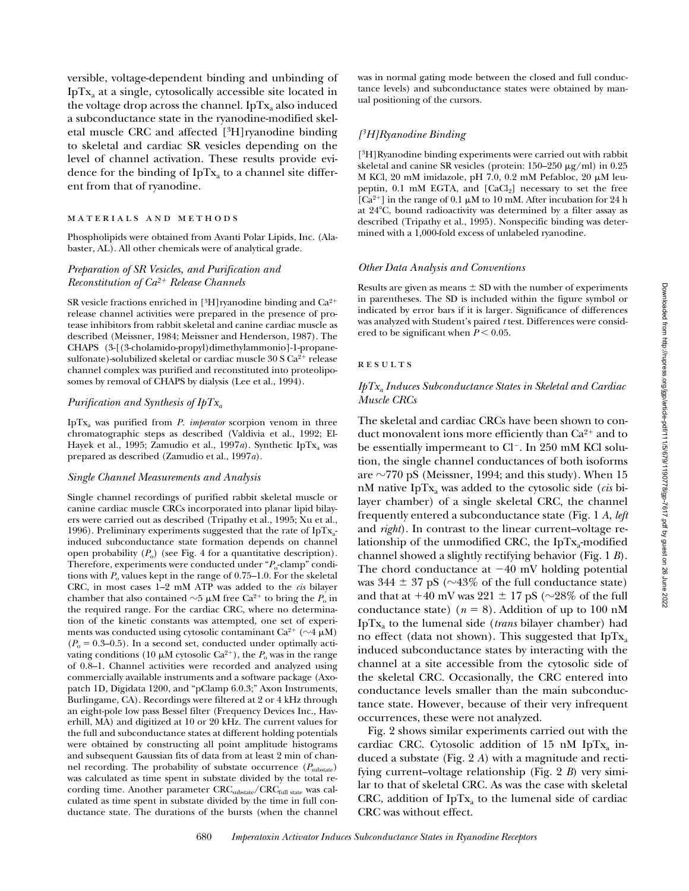versible, voltage-dependent binding and unbinding of $IpTx_a$ at a single, cytosolically accessible site located in the voltage drop across the channel. $IpTx_a$ also induced a subconductance state in the ryanodine-modified skeletal muscle CRC and affected [$^3$H]ryanodine binding to skeletal and cardiac SR vesicles depending on the level of channel activation. These results provide evidence for the binding of $IpTx_a$ to a channel site different from that of ryanodine.

## MATERIALS AND METHODS

Phospholipids were obtained from Avanti Polar Lipids, Inc. (Alabaster, AL). All other chemicals were of analytical grade.

### *Preparation of SR Vesicles, and Purification and Reconstitution of $Ca^{2+}$ Release Channels*

SR vesicle fractions enriched in [$^3$H]ryanodine binding and $Ca^{2+}$ release channel activities were prepared in the presence of protease inhibitors from rabbit skeletal and canine cardiac muscle as described (Meissner, 1984; Meissner and Henderson, 1987). The CHAPS (3-[(3-cholamido-propyl)dimethylammonio]-1-propanesulfonate)-solubilized skeletal or cardiac muscle 30 S $Ca^{2+}$ release channel complex was purified and reconstituted into proteoliposomes by removal of CHAPS by dialysis (Lee et al., 1994).

### *Purification and Synthesis of $IpTx_a$*

$IpTx_a$ was purified from *P. imperator* scorpion venom in three chromatographic steps as described (Valdivia et al., 1992; El-Hayek et al., 1995; Zamudio et al., 1997*a*). Synthetic $IpTx_a$ was prepared as described (Zamudio et al., 1997*a*).

### *Single Channel Measurements and Analysis*

Single channel recordings of purified rabbit skeletal muscle or canine cardiac muscle CRCs incorporated into planar lipid bilayers were carried out as described (Tripathy et al., 1995; Xu et al., 1996). Preliminary experiments suggested that the rate of $IpTx_a$-induced subconductance state formation depends on channel open probability ($P_o$) (see Fig. 4 for a quantitative description). Therefore, experiments were conducted under "$P_o$-clamp" conditions with $P_o$ values kept in the range of 0.75–1.0. For the skeletal CRC, in most cases 1–2 mM ATP was added to the *cis* bilayer chamber that also contained ~5 μM free $Ca^{2+}$ to bring the $P_o$ in the required range. For the cardiac CRC, where no determination of the kinetic constants was attempted, one set of experiments was conducted using cytosolic contaminant $Ca^{2+}$ (~4 μM) ($P_o$ = 0.3–0.5). In a second set, conducted under optimally activating conditions (10 μM cytosolic $Ca^{2+}$), the $P_o$ was in the range of 0.8–1. Channel activities were recorded and analyzed using commercially available instruments and a software package (Axopatch 1D, Digidata 1200, and "pClamp 6.0.3;" Axon Instruments, Burlingame, CA). Recordings were filtered at 2 or 4 kHz through an eight-pole low pass Bessel filter (Frequency Devices Inc., Haverhill, MA) and digitized at 10 or 20 kHz. The current values for the full and subconductance states at different holding potentials were obtained by constructing all point amplitude histograms and subsequent Gaussian fits of data from at least 2 min of channel recording. The probability of substate occurrence ($P_{substate}$) was calculated as time spent in substate divided by the total recording time. Another parameter $CRC_{substate}/CRC_{full\ state}$ was calculated as time spent in substate divided by the time in full conductance state. The durations of the bursts (when the channel was in normal gating mode between the closed and full conductance levels) and subconductance states were obtained by manual positioning of the cursors.

### *[$^3$H]Ryanodine Binding*

[$^3$H]Ryanodine binding experiments were carried out with rabbit skeletal and canine SR vesicles (protein: 150–250 μg/ml) in 0.25 M KCl, 20 mM imidazole, pH 7.0, 0.2 mM Pefabloc, 20 μM leupeptin, 0.1 mM EGTA, and [$CaCl_2$] necessary to set the free [$Ca^{2+}$] in the range of 0.1 μM to 10 mM. After incubation for 24 h at 24°C, bound radioactivity was determined by a filter assay as described (Tripathy et al., 1995). Nonspecific binding was determined with a 1,000-fold excess of unlabeled ryanodine.

### *Other Data Analysis and Conventions*

Results are given as means ± SD with the number of experiments in parentheses. The SD is included within the figure symbol or indicated by error bars if it is larger. Significance of differences was analyzed with Student's paired *t* test. Differences were considered to be significant when $P < 0.05$.

## RESULTS

### *$IpTx_a$ Induces Subconductance States in Skeletal and Cardiac Muscle CRCs*

The skeletal and cardiac CRCs have been shown to conduct monovalent ions more efficiently than $Ca^{2+}$ and to be essentially impermeant to $Cl^-$. In 250 mM KCl solution, the single channel conductances of both isoforms are ~770 pS (Meissner, 1994; and this study). When 15 nM native $IpTx_a$ was added to the cytosolic side (*cis* bilayer chamber) of a single skeletal CRC, the channel frequently entered a subconductance state (Fig. 1 *A*, *left* and *right*). In contrast to the linear current–voltage relationship of the unmodified CRC, the $IpTx_a$-modified channel showed a slightly rectifying behavior (Fig. 1 *B*). The chord conductance at −40 mV holding potential was 344 ± 37 pS (~43% of the full conductance state) and that at +40 mV was 221 ± 17 pS (~28% of the full conductance state) ($n = 8$). Addition of up to 100 nM $IpTx_a$ to the lumenal side (*trans* bilayer chamber) had no effect (data not shown). This suggested that $IpTx_a$ induced subconductance states by interacting with the channel at a site accessible from the cytosolic side of the skeletal CRC. Occasionally, the CRC entered into conductance levels smaller than the main subconductance state. However, because of their very infrequent occurrences, these were not analyzed.

Fig. 2 shows similar experiments carried out with the cardiac CRC. Cytosolic addition of 15 nM $IpTx_a$ induced a substate (Fig. 2 *A*) with a magnitude and rectifying current–voltage relationship (Fig. 2 *B*) very similar to that of skeletal CRC. As was the case with skeletal CRC, addition of $IpTx_a$ to the lumenal side of cardiac CRC was without effect.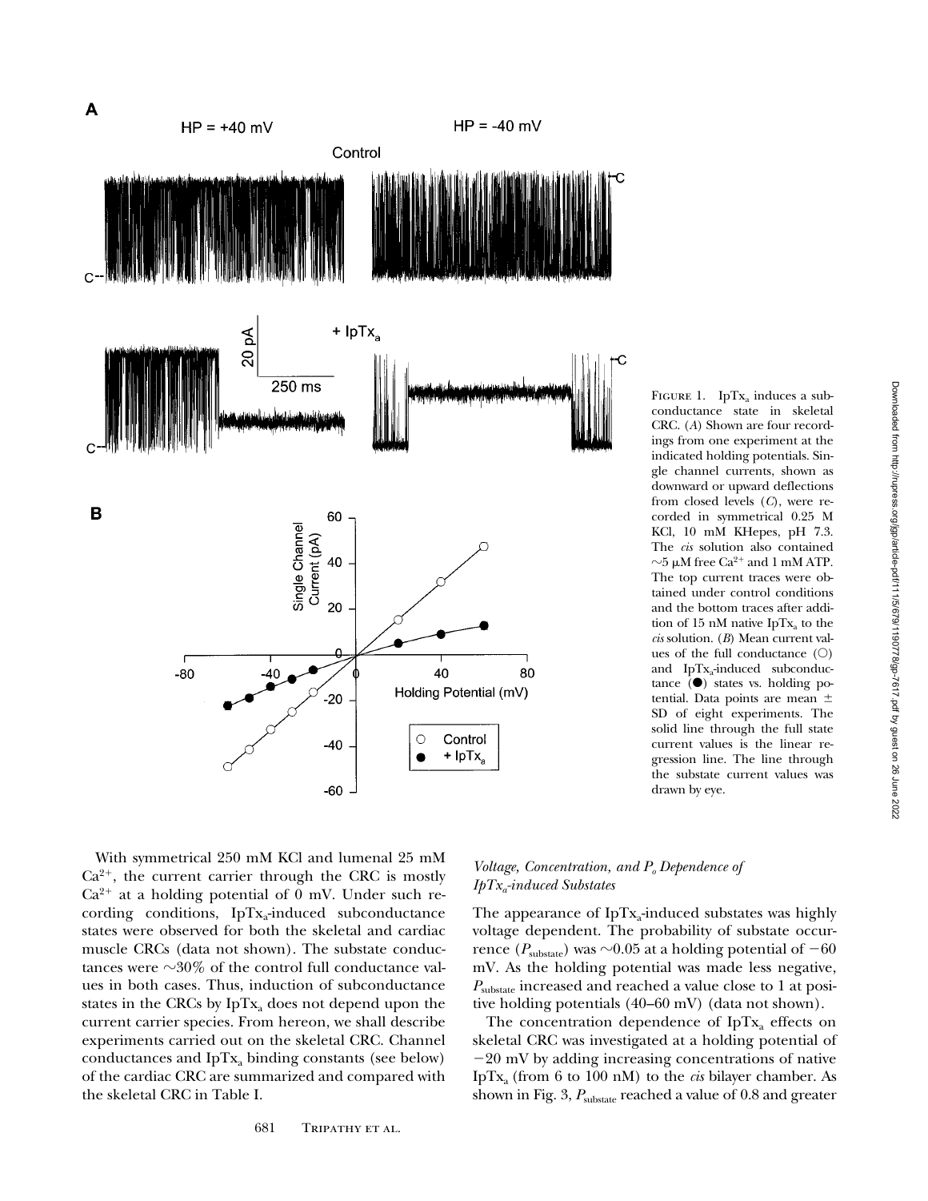FIGURE 1. $IpTx_a$ induces a subconductance state in skeletal CRC. (*A*) Shown are four recordings from one experiment at the indicated holding potentials. Single channel currents, shown as downward or upward deflections from closed levels (*C*), were recorded in symmetrical 0.25 M KCl, 10 mM KHepes, pH 7.3. The *cis* solution also contained ~5 μM free $Ca^{2+}$ and 1 mM ATP. The top current traces were obtained under control conditions and the bottom traces after addition of 15 nM native $IpTx_a$ to the *cis* solution. (*B*) Mean current values of the full conductance (○) and $IpTx_a$-induced subconductance (●) states vs. holding potential. Data points are mean ± SD of eight experiments. The solid line through the full state current values is the linear regression line. The line through the substate current values was drawn by eye.

With symmetrical 250 mM KCl and lumenal 25 mM $Ca^{2+}$, the current carrier through the CRC is mostly $Ca^{2+}$ at a holding potential of 0 mV. Under such recording conditions, $IpTx_a$-induced subconductance states were observed for both the skeletal and cardiac muscle CRCs (data not shown). The substate conductances were ~30% of the control full conductance values in both cases. Thus, induction of subconductance states in the CRCs by $IpTx_a$ does not depend upon the current carrier species. From hereon, we shall describe experiments carried out on the skeletal CRC. Channel conductances and $IpTx_a$ binding constants (see below) of the cardiac CRC are summarized and compared with the skeletal CRC in Table I.

### *Voltage, Concentration, and $P_o$ Dependence of $IpTx_a$-induced Substates*

The appearance of $IpTx_a$-induced substates was highly voltage dependent. The probability of substate occurrence ($P_{substate}$) was ~0.05 at a holding potential of −60 mV. As the holding potential was made less negative, $P_{substate}$ increased and reached a value close to 1 at positive holding potentials (40–60 mV) (data not shown).

The concentration dependence of $IpTx_a$ effects on skeletal CRC was investigated at a holding potential of −20 mV by adding increasing concentrations of native $IpTx_a$ (from 6 to 100 nM) to the *cis* bilayer chamber. As shown in Fig. 3, $P_{substate}$ reached a value of 0.8 and greater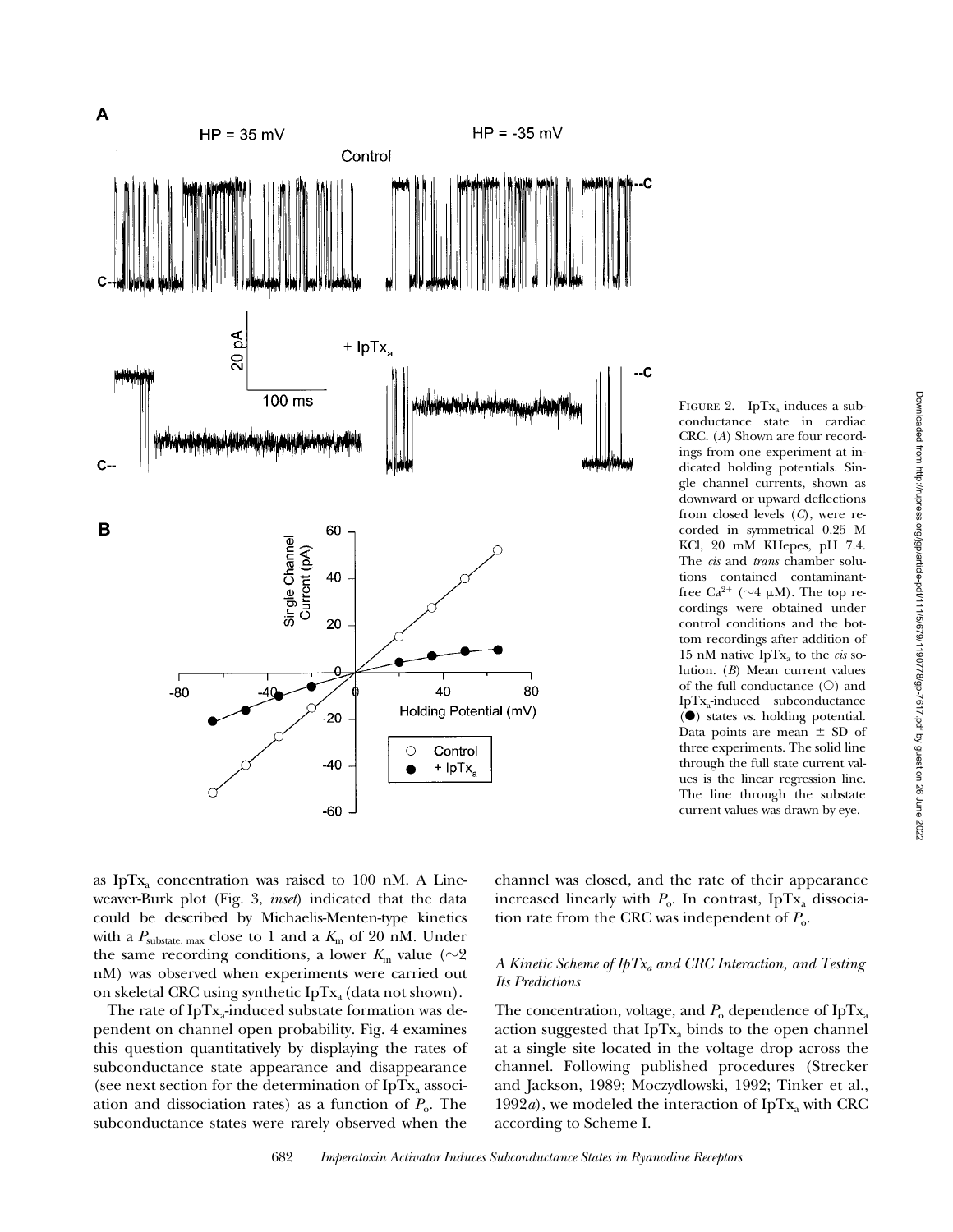FIGURE 2. $IpTx_a$ induces a subconductance state in cardiac CRC. (*A*) Shown are four recordings from one experiment at indicated holding potentials. Single channel currents, shown as downward or upward deflections from closed levels (*C*), were recorded in symmetrical 0.25 M KCl, 20 mM KHepes, pH 7.4. The *cis* and *trans* chamber solutions contained contaminant-free $Ca^{2+}$ (~4 μM). The top recordings were obtained under control conditions and the bottom recordings after addition of 15 nM native $IpTx_a$ to the *cis* solution. (*B*) Mean current values of the full conductance (○) and $IpTx_a$-induced subconductance (●) states vs. holding potential. Data points are mean ± SD of three experiments. The solid line through the full state current values is the linear regression line. The line through the substate current values was drawn by eye.

as $IpTx_a$ concentration was raised to 100 nM. A Lineweaver-Burk plot (Fig. 3, *inset*) indicated that the data could be described by Michaelis-Menten-type kinetics with a $P_{substate,\ max}$ close to 1 and a $K_m$ of 20 nM. Under the same recording conditions, a lower $K_m$ value (~2 nM) was observed when experiments were carried out on skeletal CRC using synthetic $IpTx_a$ (data not shown).

The rate of $IpTx_a$-induced substate formation was dependent on channel open probability. Fig. 4 examines this question quantitatively by displaying the rates of subconductance state appearance and disappearance (see next section for the determination of $IpTx_a$ association and dissociation rates) as a function of $P_o$. The subconductance states were rarely observed when the channel was closed, and the rate of their appearance increased linearly with $P_o$. In contrast, $IpTx_a$ dissociation rate from the CRC was independent of $P_o$.

### *A Kinetic Scheme of $IpTx_a$ and CRC Interaction, and Testing Its Predictions*

The concentration, voltage, and $P_o$ dependence of $IpTx_a$ action suggested that $IpTx_a$ binds to the open channel at a single site located in the voltage drop across the channel. Following published procedures (Strecker and Jackson, 1989; Moczydlowski, 1992; Tinker et al., 1992*a*), we modeled the interaction of $IpTx_a$ with CRC according to Scheme I.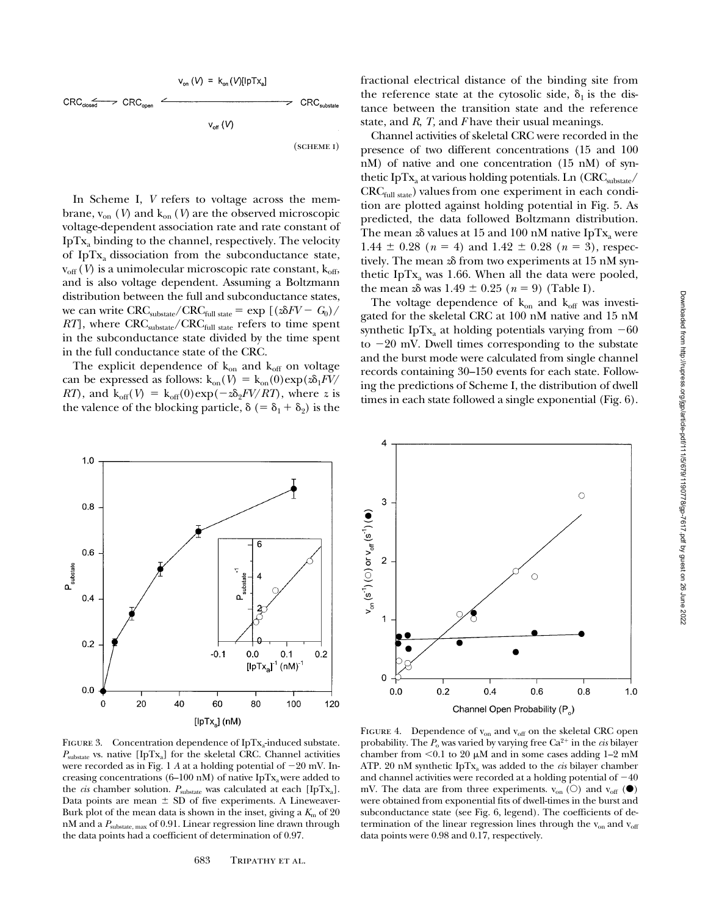$$v_{on}(V) = k_{on}(V)[IpTx_a]$$

$$CRC_{closed} \rightleftharpoons CRC_{open} \underset{v_{off}(V)}{\rightleftharpoons} CRC_{substate}$$

(SCHEME I)

In Scheme I, $V$ refers to voltage across the membrane, $v_{on}$ ($V$) and $k_{on}$ ($V$) are the observed microscopic voltage-dependent association rate and rate constant of $IpTx_a$ binding to the channel, respectively. The velocity of $IpTx_a$ dissociation from the subconductance state, $v_{off}$ ($V$) is a unimolecular microscopic rate constant, $k_{off}$, and is also voltage dependent. Assuming a Boltzmann distribution between the full and subconductance states, we can write $CRC_{substate}/CRC_{full\ state} = \exp[(z\delta FV - G_0)/RT]$, where $CRC_{substate}/CRC_{full\ state}$ refers to time spent in the subconductance state divided by the time spent in the full conductance state of the CRC.

The explicit dependence of $k_{on}$ and $k_{off}$ on voltage can be expressed as follows: $k_{on}(V) = k_{on}(0)\exp(z\delta_1 FV/RT)$, and $k_{off}(V) = k_{off}(0)\exp(-z\delta_2 FV/RT)$, where $z$ is the valence of the blocking particle, $\delta$ ($= \delta_1 + \delta_2$) is the fractional electrical distance of the binding site from the reference state at the cytosolic side, $\delta_1$ is the distance between the transition state and the reference state, and $R$, $T$, and $F$ have their usual meanings.

Channel activities of skeletal CRC were recorded in the presence of two different concentrations (15 and 100 nM) of native and one concentration (15 nM) of synthetic $IpTx_a$ at various holding potentials. Ln ($CRC_{substate}/CRC_{full\ state}$) values from one experiment in each condition are plotted against holding potential in Fig. 5. As predicted, the data followed Boltzmann distribution. The mean $z\delta$ values at 15 and 100 nM native $IpTx_a$ were 1.44 ± 0.28 ($n$ = 4) and 1.42 ± 0.28 ($n$ = 3), respectively. The mean $z\delta$ from two experiments at 15 nM synthetic $IpTx_a$ was 1.66. When all the data were pooled, the mean $z\delta$ was 1.49 ± 0.25 ($n$ = 9) (Table I).

The voltage dependence of $k_{on}$ and $k_{off}$ was investigated for the skeletal CRC at 100 nM native and 15 nM synthetic $IpTx_a$ at holding potentials varying from −60 to −20 mV. Dwell times corresponding to the substate and the burst mode were calculated from single channel records containing 30–150 events for each state. Following the predictions of Scheme I, the distribution of dwell times in each state followed a single exponential (Fig. 6).

FIGURE 3. Concentration dependence of $IpTx_a$-induced substate. $P_{substate}$ vs. native [$IpTx_a$] for the skeletal CRC. Channel activities were recorded as in Fig. 1 A at a holding potential of −20 mV. Increasing concentrations (6–100 nM) of native $IpTx_a$ were added to the *cis* chamber solution. $P_{substate}$ was calculated at each [$IpTx_a$]. Data points are mean ± SD of five experiments. A Lineweaver-Burk plot of the mean data is shown in the inset, giving a $K_m$ of 20 nM and a $P_{substate,\ max}$ of 0.91. Linear regression line drawn through the data points had a coefficient of determination of 0.97.

FIGURE 4. Dependence of $v_{on}$ and $v_{off}$ on the skeletal CRC open probability. The $P_o$ was varied by varying free $Ca^{2+}$ in the *cis* bilayer chamber from <0.1 to 20 μM and in some cases adding 1–2 mM ATP. 20 nM synthetic $IpTx_a$ was added to the *cis* bilayer chamber and channel activities were recorded at a holding potential of −40 mV. The data are from three experiments. $v_{on}$ (○) and $v_{off}$ (●) were obtained from exponential fits of dwell-times in the burst and subconductance state (see Fig. 6, legend). The coefficients of determination of the linear regression lines through the $v_{on}$ and $v_{off}$ data points were 0.98 and 0.17, respectively.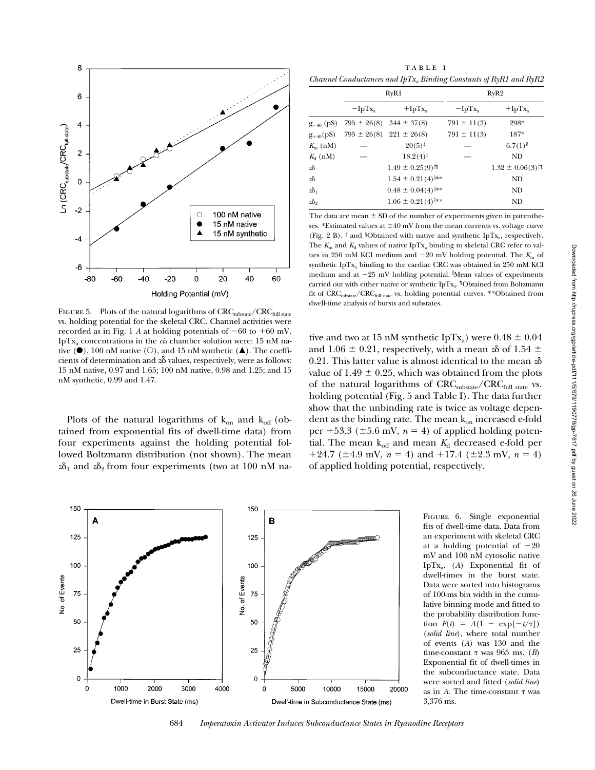FIGURE 5. Plots of the natural logarithms of $CRC_{substate}/CRC_{full\ state}$ vs. holding potential for the skeletal CRC. Channel activities were recorded as in Fig. 1 *A* at holding potentials of −60 to +60 mV. $IpTx_a$ concentrations in the *cis* chamber solution were: 15 nM native (●), 100 nM native (○), and 15 nM synthetic (▲). The coefficients of determination and $z\delta$ values, respectively, were as follows: 15 nM native, 0.97 and 1.65; 100 nM native, 0.98 and 1.25; and 15 nM synthetic, 0.99 and 1.47.

Plots of the natural logarithms of $k_{on}$ and $k_{off}$ (obtained from exponential fits of dwell-time data) from four experiments against the holding potential followed Boltzmann distribution (not shown). The mean $z\delta_1$ and $z\delta_2$ from four experiments (two at 100 nM native and two at 15 nM synthetic $IpTx_a$) were 0.48 ± 0.04 and 1.06 ± 0.21, respectively, with a mean $z\delta$ of 1.54 ± 0.21. This latter value is almost identical to the mean $z\delta$ value of 1.49 ± 0.25, which was obtained from the plots of the natural logarithms of $CRC_{substate}/CRC_{full\ state}$ vs. holding potential (Fig. 5 and Table I). The data further show that the unbinding rate is twice as voltage dependent as the binding rate. The mean $k_{on}$ increased e-fold per +53.3 (±5.6 mV, $n = 4$) of applied holding potential. The mean $k_{off}$ and mean $K_d$ decreased e-fold per +24.7 (±4.9 mV, $n = 4$) and +17.4 (±2.3 mV, $n = 4$) of applied holding potential, respectively.

TABLE I

*Channel Conductances and $IpTx_a$ Binding Constants of RyR1 and RyR2*

| | RyR1 | | RyR2 | |
|---|---|---|---|---|
| | $-IpTx_a$ | $+IpTx_a$ | $-IpTx_a$ | $+IpTx_a$ |
| $g_{-40}$ (pS) | 795 ± 26(8) | 344 ± 37(8) | 791 ± 11(3) | 298* |
| $g_{+40}$ (pS) | 795 ± 26(8) | 221 ± 26(8) | 791 ± 11(3) | 187* |
| $K_m$ (nM) | — | 20(5)‡ | — | 6.7(1)§ |
| $K_d$ (nM) | — | 18.2(4)‡ | — | ND |
| $z\delta$ | | 1.49 ± 0.25(9)‖¶ | | 1.32 ± 0.06(3)‡¶ |
| $z\delta$ | | 1.54 ± 0.21(4)‖** | | ND |
| $z\delta_1$ | | 0.48 ± 0.04(4)‖** | | ND |
| $z\delta_2$ | | 1.06 ± 0.21(4)‖** | | ND |

The data are mean ± SD of the number of experiments given in parentheses. *Estimated values at ±40 mV from the mean currents vs. voltage curve (Fig. 2 B). ‡ and §Obtained with native and synthetic $IpTx_a$, respectively. The $K_m$ and $K_d$ values of native $IpTx_a$ binding to skeletal CRC refer to values in 250 mM KCl medium and −20 mV holding potential. The $K_m$ of synthetic $IpTx_a$ binding to the cardiac CRC was obtained in 250 mM KCl medium and at −25 mV holding potential. ‖Mean values of experiments carried out with either native or synthetic $IpTx_a$. ¶Obtained from Boltzmann fit of $CRC_{substate}/CRC_{full\ state}$ vs. holding potential curves. **Obtained from dwell-time analysis of bursts and substates.

FIGURE 6. Single exponential fits of dwell-time data. Data from an experiment with skeletal CRC at a holding potential of −20 mV and 100 nM cytosolic native $IpTx_a$. (*A*) Exponential fit of dwell-times in the burst state. Data were sorted into histograms of 100-ms bin width in the cumulative binning mode and fitted to the probability distribution function $F(t) = A(1 - \exp[-t/\tau])$ (*solid line*), where total number of events (*A*) was 130 and the time-constant $\tau$ was 965 ms. (*B*) Exponential fit of dwell-times in the subconductance state. Data were sorted and fitted (*solid line*) as in *A*. The time-constant $\tau$ was 3,376 ms.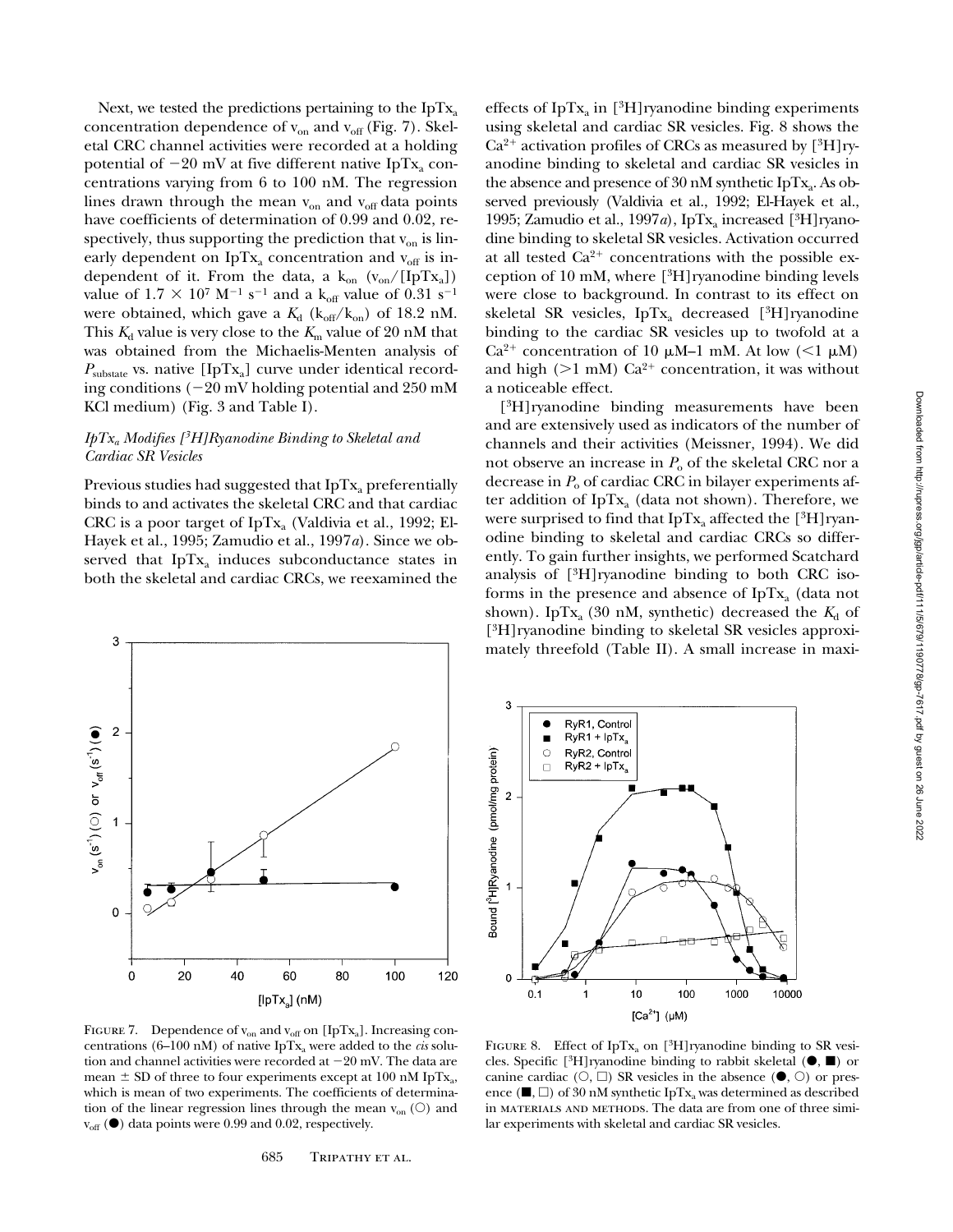Next, we tested the predictions pertaining to the $IpTx_a$ concentration dependence of $v_{on}$ and $v_{off}$ (Fig. 7). Skeletal CRC channel activities were recorded at a holding potential of −20 mV at five different native $IpTx_a$ concentrations varying from 6 to 100 nM. The regression lines drawn through the mean $v_{on}$ and $v_{off}$ data points have coefficients of determination of 0.99 and 0.02, respectively, thus supporting the prediction that $v_{on}$ is linearly dependent on $IpTx_a$ concentration and $v_{off}$ is independent of it. From the data, a $k_{on}$ ($v_{on}$/[$IpTx_a$]) value of $1.7 \times 10^7$ $M^{-1}$ $s^{-1}$ and a $k_{off}$ value of 0.31 $s^{-1}$ were obtained, which gave a $K_d$ ($k_{off}$/$k_{on}$) of 18.2 nM. This $K_d$ value is very close to the $K_m$ value of 20 nM that was obtained from the Michaelis-Menten analysis of $P_{substate}$ vs. native [$IpTx_a$] curve under identical recording conditions (−20 mV holding potential and 250 mM KCl medium) (Fig. 3 and Table I).

### *$IpTx_a$ Modifies [$^3$H]Ryanodine Binding to Skeletal and Cardiac SR Vesicles*

Previous studies had suggested that $IpTx_a$ preferentially binds to and activates the skeletal CRC and that cardiac CRC is a poor target of $IpTx_a$ (Valdivia et al., 1992; El-Hayek et al., 1995; Zamudio et al., 1997*a*). Since we observed that $IpTx_a$ induces subconductance states in both the skeletal and cardiac CRCs, we reexamined the effects of $IpTx_a$ in [$^3$H]ryanodine binding experiments using skeletal and cardiac SR vesicles. Fig. 8 shows the $Ca^{2+}$ activation profiles of CRCs as measured by [$^3$H]ryanodine binding to skeletal and cardiac SR vesicles in the absence and presence of 30 nM synthetic $IpTx_a$. As observed previously (Valdivia et al., 1992; El-Hayek et al., 1995; Zamudio et al., 1997*a*), $IpTx_a$ increased [$^3$H]ryanodine binding to skeletal SR vesicles. Activation occurred at all tested $Ca^{2+}$ concentrations with the possible exception of 10 mM, where [$^3$H]ryanodine binding levels were close to background. In contrast to its effect on skeletal SR vesicles, $IpTx_a$ decreased [$^3$H]ryanodine binding to the cardiac SR vesicles up to twofold at a $Ca^{2+}$ concentration of 10 μM–1 mM. At low (<1 μM) and high (>1 mM) $Ca^{2+}$ concentration, it was without a noticeable effect.

[$^3$H]ryanodine binding measurements have been and are extensively used as indicators of the number of channels and their activities (Meissner, 1994). We did not observe an increase in $P_o$ of the skeletal CRC nor a decrease in $P_o$ of cardiac CRC in bilayer experiments after addition of $IpTx_a$ (data not shown). Therefore, we were surprised to find that $IpTx_a$ affected the [$^3$H]ryanodine binding to skeletal and cardiac CRCs so differently. To gain further insights, we performed Scatchard analysis of [$^3$H]ryanodine binding to both CRC isoforms in the presence and absence of $IpTx_a$ (data not shown). $IpTx_a$ (30 nM, synthetic) decreased the $K_d$ of [$^3$H]ryanodine binding to skeletal SR vesicles approximately threefold (Table II). A small increase in maxi-

FIGURE 7. Dependence of $v_{on}$ and $v_{off}$ on [$IpTx_a$]. Increasing concentrations (6–100 nM) of native $IpTx_a$ were added to the *cis* solution and channel activities were recorded at −20 mV. The data are mean ± SD of three to four experiments except at 100 nM $IpTx_a$, which is mean of two experiments. The coefficients of determination of the linear regression lines through the mean $v_{on}$ (○) and $v_{off}$ (●) data points were 0.99 and 0.02, respectively.

FIGURE 8. Effect of $IpTx_a$ on [$^3$H]ryanodine binding to SR vesicles. Specific [$^3$H]ryanodine binding to rabbit skeletal (●, ■) or canine cardiac (○, □) SR vesicles in the absence (●, ○) or presence (■, □) of 30 nM synthetic $IpTx_a$ was determined as described in MATERIALS AND METHODS. The data are from one of three similar experiments with skeletal and cardiac SR vesicles.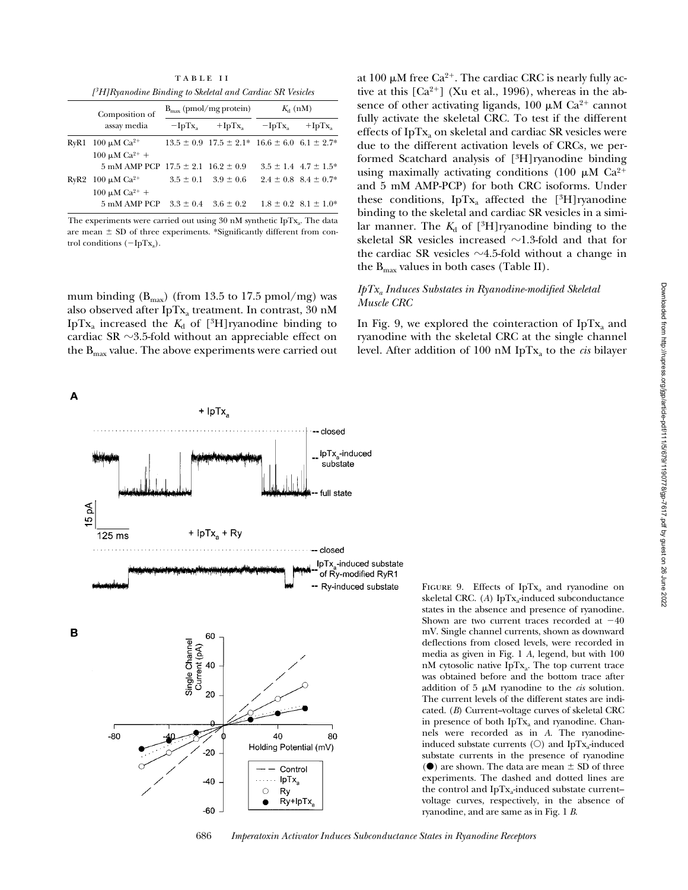TABLE II

*[$^3$H]Ryanodine Binding to Skeletal and Cardiac SR Vesicles*

| | Composition of assay media | $B_{max}$ (pmol/mg protein) | | $K_d$ (nM) | |
|---|---|---|---|---|---|
| | | $-IpTx_a$ | $+IpTx_a$ | $-IpTx_a$ | $+IpTx_a$ |
| RyR1 | 100 μM $Ca^{2+}$ | 13.5 ± 0.9 | 17.5 ± 2.1* | 16.6 ± 6.0 | 6.1 ± 2.7* |
| | 100 μM $Ca^{2+}$ + 5 mM AMP PCP | 17.5 ± 2.1 | 16.2 ± 0.9 | 3.5 ± 1.4 | 4.7 ± 1.5* |
| RyR2 | 100 μM $Ca^{2+}$ | 3.5 ± 0.1 | 3.9 ± 0.6 | 2.4 ± 0.8 | 8.4 ± 0.7* |
| | 100 μM $Ca^{2+}$ + 5 mM AMP PCP | 3.3 ± 0.4 | 3.6 ± 0.2 | 1.8 ± 0.2 | 8.1 ± 1.0* |

The experiments were carried out using 30 nM synthetic $IpTx_a$. The data are mean ± SD of three experiments. *Significantly different from control conditions ($-IpTx_a$).

mum binding ($B_{max}$) (from 13.5 to 17.5 pmol/mg) was also observed after $IpTx_a$ treatment. In contrast, 30 nM $IpTx_a$ increased the $K_d$ of [$^3$H]ryanodine binding to cardiac SR ~3.5-fold without an appreciable effect on the $B_{max}$ value. The above experiments were carried out at 100 μM free $Ca^{2+}$. The cardiac CRC is nearly fully active at this [$Ca^{2+}$] (Xu et al., 1996), whereas in the absence of other activating ligands, 100 μM $Ca^{2+}$ cannot fully activate the skeletal CRC. To test if the different effects of $IpTx_a$ on skeletal and cardiac SR vesicles were due to the different activation levels of CRCs, we performed Scatchard analysis of [$^3$H]ryanodine binding using maximally activating conditions (100 μM $Ca^{2+}$ and 5 mM AMP-PCP) for both CRC isoforms. Under these conditions, $IpTx_a$ affected the [$^3$H]ryanodine binding to the skeletal and cardiac SR vesicles in a similar manner. The $K_d$ of [$^3$H]ryanodine binding to the skeletal SR vesicles increased ~1.3-fold and that for the cardiac SR vesicles ~4.5-fold without a change in the $B_{max}$ values in both cases (Table II).

### *$IpTx_a$ Induces Substates in Ryanodine-modified Skeletal Muscle CRC*

In Fig. 9, we explored the cointeraction of $IpTx_a$ and ryanodine with the skeletal CRC at the single channel level. After addition of 100 nM $IpTx_a$ to the *cis* bilayer

FIGURE 9. Effects of $IpTx_a$ and ryanodine on skeletal CRC. (*A*) $IpTx_a$-induced subconductance states in the absence and presence of ryanodine. Shown are two current traces recorded at −40 mV. Single channel currents, shown as downward deflections from closed levels, were recorded in media as given in Fig. 1 *A*, legend, but with 100 nM cytosolic native $IpTx_a$. The top current trace was obtained before and the bottom trace after addition of 5 μM ryanodine to the *cis* solution. The current levels of the different states are indicated. (*B*) Current–voltage curves of skeletal CRC in presence of both $IpTx_a$ and ryanodine. Channels were recorded as in *A*. The ryanodine-induced substate currents (○) and $IpTx_a$-induced substate currents in the presence of ryanodine (●) are shown. The data are mean ± SD of three experiments. The dashed and dotted lines are the control and $IpTx_a$-induced substate current–voltage curves, respectively, in the absence of ryanodine, and are same as in Fig. 1 *B*.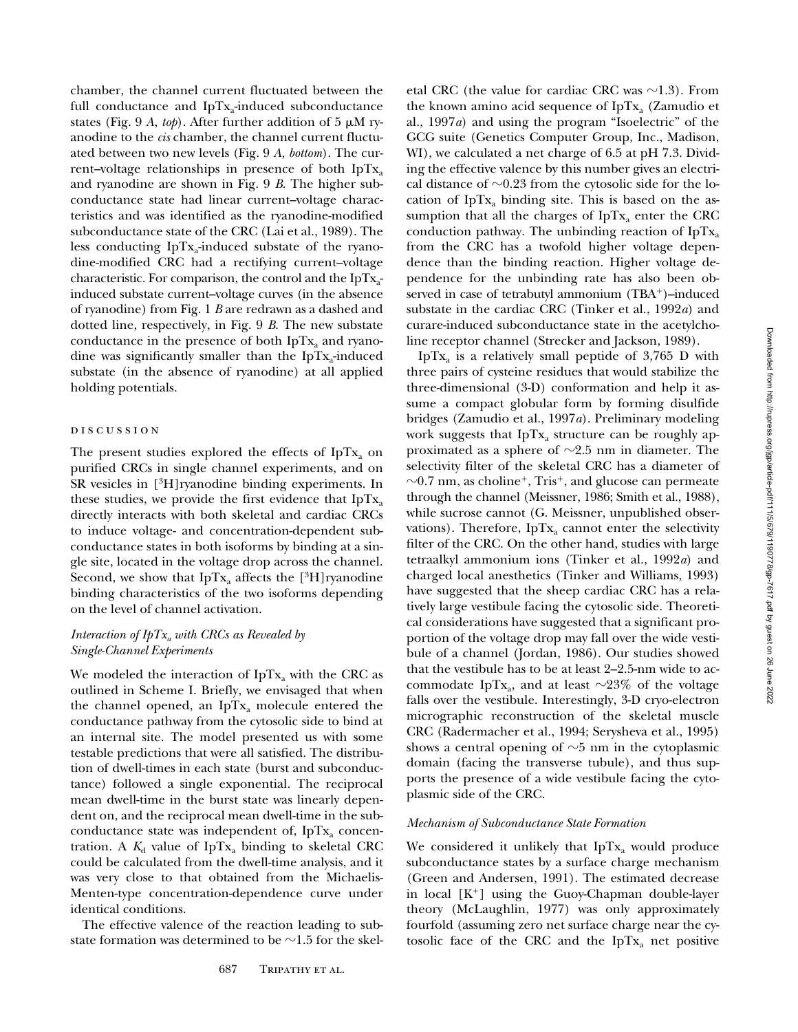chamber, the channel current fluctuated between the full conductance and $IpTx_a$-induced subconductance states (Fig. 9 *A, top*). After further addition of 5 μM ryanodine to the *cis* chamber, the channel current fluctuated between two new levels (Fig. 9 *A, bottom*). The current–voltage relationships in presence of both $IpTx_a$ and ryanodine are shown in Fig. 9 *B*. The higher subconductance state had linear current–voltage characteristics and was identified as the ryanodine-modified subconductance state of the CRC (Lai et al., 1989). The less conducting $IpTx_a$-induced substate of the ryanodine-modified CRC had a rectifying current–voltage characteristic. For comparison, the control and the $IpTx_a$-induced substate current–voltage curves (in the absence of ryanodine) from Fig. 1 *B* are redrawn as a dashed and dotted line, respectively, in Fig. 9 *B*. The new substate conductance in the presence of both $IpTx_a$ and ryanodine was significantly smaller than the $IpTx_a$-induced substate (in the absence of ryanodine) at all applied holding potentials.

## DISCUSSION

The present studies explored the effects of $IpTx_a$ on purified CRCs in single channel experiments, and on SR vesicles in [$^3$H]ryanodine binding experiments. In these studies, we provide the first evidence that $IpTx_a$ directly interacts with both skeletal and cardiac CRCs to induce voltage- and concentration-dependent subconductance states in both isoforms by binding at a single site, located in the voltage drop across the channel. Second, we show that $IpTx_a$ affects the [$^3$H]ryanodine binding characteristics of the two isoforms depending on the level of channel activation.

### *Interaction of $IpTx_a$ with CRCs as Revealed by Single-Channel Experiments*

We modeled the interaction of $IpTx_a$ with the CRC as outlined in Scheme I. Briefly, we envisaged that when the channel opened, an $IpTx_a$ molecule entered the conductance pathway from the cytosolic side to bind at an internal site. The model presented us with some testable predictions that were all satisfied. The distribution of dwell-times in each state (burst and subconductance) followed a single exponential. The reciprocal mean dwell-time in the burst state was linearly dependent on, and the reciprocal mean dwell-time in the subconductance state was independent of, $IpTx_a$ concentration. A $K_d$ value of $IpTx_a$ binding to skeletal CRC could be calculated from the dwell-time analysis, and it was very close to that obtained from the Michaelis-Menten-type concentration-dependence curve under identical conditions.

The effective valence of the reaction leading to substate formation was determined to be ~1.5 for the skeletal CRC (the value for cardiac CRC was ~1.3). From the known amino acid sequence of $IpTx_a$ (Zamudio et al., 1997*a*) and using the program "Isoelectric" of the GCG suite (Genetics Computer Group, Inc., Madison, WI), we calculated a net charge of 6.5 at pH 7.3. Dividing the effective valence by this number gives an electrical distance of ~0.23 from the cytosolic side for the location of $IpTx_a$ binding site. This is based on the assumption that all the charges of $IpTx_a$ enter the CRC conduction pathway. The unbinding reaction of $IpTx_a$ from the CRC has a twofold higher voltage dependence than the binding reaction. Higher voltage dependence for the unbinding rate has also been observed in case of tetrabutyl ammonium ($TBA^+$)–induced substate in the cardiac CRC (Tinker et al., 1992*a*) and curare-induced subconductance state in the acetylcholine receptor channel (Strecker and Jackson, 1989).

$IpTx_a$ is a relatively small peptide of 3,765 D with three pairs of cysteine residues that would stabilize the three-dimensional (3-D) conformation and help it assume a compact globular form by forming disulfide bridges (Zamudio et al., 1997*a*). Preliminary modeling work suggests that $IpTx_a$ structure can be roughly approximated as a sphere of ~2.5 nm in diameter. The selectivity filter of the skeletal CRC has a diameter of ~0.7 nm, as choline$^+$, Tris$^+$, and glucose can permeate through the channel (Meissner, 1986; Smith et al., 1988), while sucrose cannot (G. Meissner, unpublished observations). Therefore, $IpTx_a$ cannot enter the selectivity filter of the CRC. On the other hand, studies with large tetraalkyl ammonium ions (Tinker et al., 1992*a*) and charged local anesthetics (Tinker and Williams, 1993) have suggested that the sheep cardiac CRC has a relatively large vestibule facing the cytosolic side. Theoretical considerations have suggested that a significant proportion of the voltage drop may fall over the wide vestibule of a channel (Jordan, 1986). Our studies showed that the vestibule has to be at least 2–2.5-nm wide to accommodate $IpTx_a$, and at least ~23% of the voltage falls over the vestibule. Interestingly, 3-D cryo-electron micrographic reconstruction of the skeletal muscle CRC (Radermacher et al., 1994; Serysheva et al., 1995) shows a central opening of ~5 nm in the cytoplasmic domain (facing the transverse tubule), and thus supports the presence of a wide vestibule facing the cytoplasmic side of the CRC.

### *Mechanism of Subconductance State Formation*

We considered it unlikely that $IpTx_a$ would produce subconductance states by a surface charge mechanism (Green and Andersen, 1991). The estimated decrease in local [$K^+$] using the Guoy-Chapman double-layer theory (McLaughlin, 1977) was only approximately fourfold (assuming zero net surface charge near the cytosolic face of the CRC and the $IpTx_a$ net positive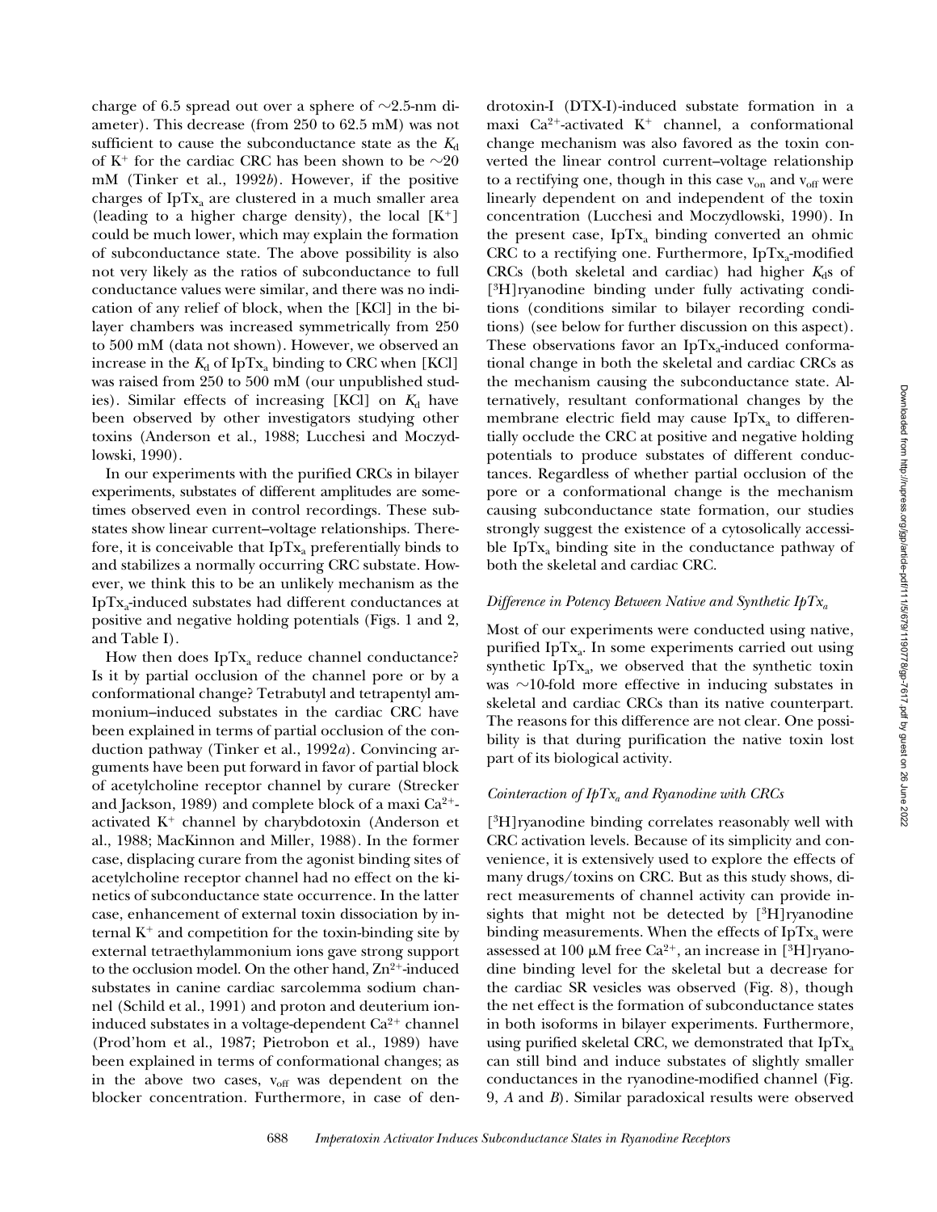charge of 6.5 spread out over a sphere of ~2.5-nm diameter). This decrease (from 250 to 62.5 mM) was not sufficient to cause the subconductance state as the $K_d$ of $K^+$ for the cardiac CRC has been shown to be ~20 mM (Tinker et al., 1992*b*). However, if the positive charges of $IpTx_a$ are clustered in a much smaller area (leading to a higher charge density), the local [$K^+$] could be much lower, which may explain the formation of subconductance state. The above possibility is also not very likely as the ratios of subconductance to full conductance values were similar, and there was no indication of any relief of block, when the [KCl] in the bilayer chambers was increased symmetrically from 250 to 500 mM (data not shown). However, we observed an increase in the $K_d$ of $IpTx_a$ binding to CRC when [KCl] was raised from 250 to 500 mM (our unpublished studies). Similar effects of increasing [KCl] on $K_d$ have been observed by other investigators studying other toxins (Anderson et al., 1988; Lucchesi and Moczydlowski, 1990).

In our experiments with the purified CRCs in bilayer experiments, substates of different amplitudes are sometimes observed even in control recordings. These substates show linear current–voltage relationships. Therefore, it is conceivable that $IpTx_a$ preferentially binds to and stabilizes a normally occurring CRC substate. However, we think this to be an unlikely mechanism as the $IpTx_a$-induced substates had different conductances at positive and negative holding potentials (Figs. 1 and 2, and Table I).

How then does $IpTx_a$ reduce channel conductance? Is it by partial occlusion of the channel pore or by a conformational change? Tetrabutyl and tetrapentyl ammonium–induced substates in the cardiac CRC have been explained in terms of partial occlusion of the conduction pathway (Tinker et al., 1992*a*). Convincing arguments have been put forward in favor of partial block of acetylcholine receptor channel by curare (Strecker and Jackson, 1989) and complete block of a maxi $Ca^{2+}$-activated $K^+$ channel by charybdotoxin (Anderson et al., 1988; MacKinnon and Miller, 1988). In the former case, displacing curare from the agonist binding sites of acetylcholine receptor channel had no effect on the kinetics of subconductance state occurrence. In the latter case, enhancement of external toxin dissociation by internal $K^+$ and competition for the toxin-binding site by external tetraethylammonium ions gave strong support to the occlusion model. On the other hand, $Zn^{2+}$-induced substates in canine cardiac sarcolemma sodium channel (Schild et al., 1991) and proton and deuterium ion-induced substates in a voltage-dependent $Ca^{2+}$ channel (Prod'hom et al., 1987; Pietrobon et al., 1989) have been explained in terms of conformational changes; as in the above two cases, $v_{off}$ was dependent on the blocker concentration. Furthermore, in case of dendrotoxin-I (DTX-I)-induced substate formation in a maxi $Ca^{2+}$-activated $K^+$ channel, a conformational change mechanism was also favored as the toxin converted the linear control current–voltage relationship to a rectifying one, though in this case $v_{on}$ and $v_{off}$ were linearly dependent on and independent of the toxin concentration (Lucchesi and Moczydlowski, 1990). In the present case, $IpTx_a$ binding converted an ohmic CRC to a rectifying one. Furthermore, $IpTx_a$-modified CRCs (both skeletal and cardiac) had higher $K_d$s of [$^3$H]ryanodine binding under fully activating conditions (conditions similar to bilayer recording conditions) (see below for further discussion on this aspect). These observations favor an $IpTx_a$-induced conformational change in both the skeletal and cardiac CRCs as the mechanism causing the subconductance state. Alternatively, resultant conformational changes by the membrane electric field may cause $IpTx_a$ to differentially occlude the CRC at positive and negative holding potentials to produce substates of different conductances. Regardless of whether partial occlusion of the pore or a conformational change is the mechanism causing subconductance state formation, our studies strongly suggest the existence of a cytosolically accessible $IpTx_a$ binding site in the conductance pathway of both the skeletal and cardiac CRC.

### *Difference in Potency Between Native and Synthetic $IpTx_a$*

Most of our experiments were conducted using native, purified $IpTx_a$. In some experiments carried out using synthetic $IpTx_a$, we observed that the synthetic toxin was ~10-fold more effective in inducing substates in skeletal and cardiac CRCs than its native counterpart. The reasons for this difference are not clear. One possibility is that during purification the native toxin lost part of its biological activity.

### *Cointeraction of $IpTx_a$ and Ryanodine with CRCs*

[$^3$H]ryanodine binding correlates reasonably well with CRC activation levels. Because of its simplicity and convenience, it is extensively used to explore the effects of many drugs/toxins on CRC. But as this study shows, direct measurements of channel activity can provide insights that might not be detected by [$^3$H]ryanodine binding measurements. When the effects of $IpTx_a$ were assessed at 100 μM free $Ca^{2+}$, an increase in [$^3$H]ryanodine binding level for the skeletal but a decrease for the cardiac SR vesicles was observed (Fig. 8), though the net effect is the formation of subconductance states in both isoforms in bilayer experiments. Furthermore, using purified skeletal CRC, we demonstrated that $IpTx_a$ can still bind and induce substates of slightly smaller conductances in the ryanodine-modified channel (Fig. 9, *A* and *B*). Similar paradoxical results were observed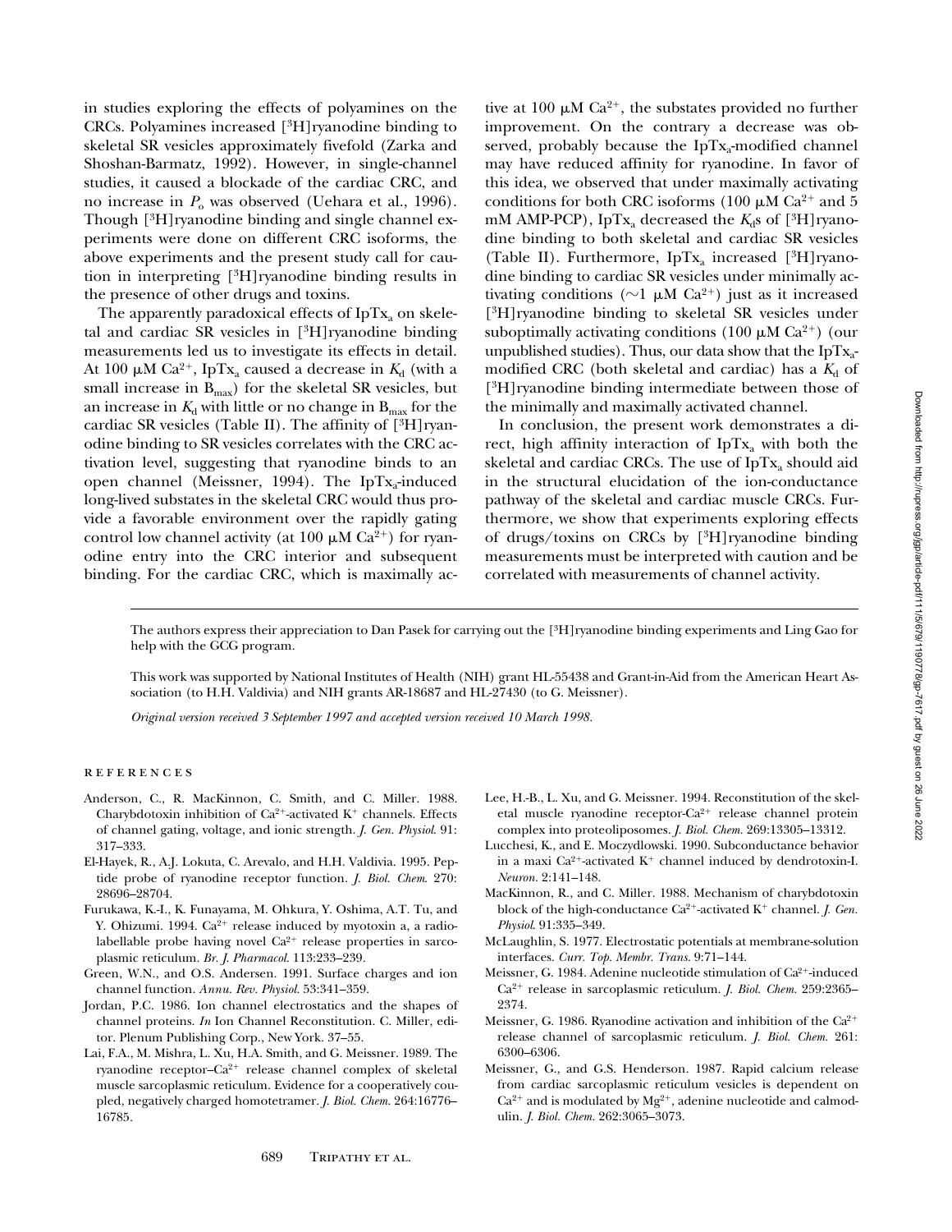in studies exploring the effects of polyamines on the CRCs. Polyamines increased [$^3$H]ryanodine binding to skeletal SR vesicles approximately fivefold (Zarka and Shoshan-Barmatz, 1992). However, in single-channel studies, it caused a blockade of the cardiac CRC, and no increase in $P_o$ was observed (Uehara et al., 1996). Though [$^3$H]ryanodine binding and single channel experiments were done on different CRC isoforms, the above experiments and the present study call for caution in interpreting [$^3$H]ryanodine binding results in the presence of other drugs and toxins.

The apparently paradoxical effects of $IpTx_a$ on skeletal and cardiac SR vesicles in [$^3$H]ryanodine binding measurements led us to investigate its effects in detail. At 100 μM $Ca^{2+}$, $IpTx_a$ caused a decrease in $K_d$ (with a small increase in $B_{max}$) for the skeletal SR vesicles, but an increase in $K_d$ with little or no change in $B_{max}$ for the cardiac SR vesicles (Table II). The affinity of [$^3$H]ryanodine binding to SR vesicles correlates with the CRC activation level, suggesting that ryanodine binds to an open channel (Meissner, 1994). The $IpTx_a$-induced long-lived substates in the skeletal CRC would thus provide a favorable environment over the rapidly gating control low channel activity (at 100 μM $Ca^{2+}$) for ryanodine entry into the CRC interior and subsequent binding. For the cardiac CRC, which is maximally active at 100 μM $Ca^{2+}$, the substates provided no further improvement. On the contrary a decrease was observed, probably because the $IpTx_a$-modified channel may have reduced affinity for ryanodine. In favor of this idea, we observed that under maximally activating conditions for both CRC isoforms (100 μM $Ca^{2+}$ and 5 mM AMP-PCP), $IpTx_a$ decreased the $K_d$s of [$^3$H]ryanodine binding to both skeletal and cardiac SR vesicles (Table II). Furthermore, $IpTx_a$ increased [$^3$H]ryanodine binding to cardiac SR vesicles under minimally activating conditions (~1 μM $Ca^{2+}$) just as it increased [$^3$H]ryanodine binding to skeletal SR vesicles under suboptimally activating conditions (100 μM $Ca^{2+}$) (our unpublished studies). Thus, our data show that the $IpTx_a$-modified CRC (both skeletal and cardiac) has a $K_d$ of [$^3$H]ryanodine binding intermediate between those of the minimally and maximally activated channel.

In conclusion, the present work demonstrates a direct, high affinity interaction of $IpTx_a$ with both the skeletal and cardiac CRCs. The use of $IpTx_a$ should aid in the structural elucidation of the ion-conductance pathway of the skeletal and cardiac muscle CRCs. Furthermore, we show that experiments exploring effects of drugs/toxins on CRCs by [$^3$H]ryanodine binding measurements must be interpreted with caution and be correlated with measurements of channel activity.

---

The authors express their appreciation to Dan Pasek for carrying out the [$^3$H]ryanodine binding experiments and Ling Gao for help with the GCG program.

This work was supported by National Institutes of Health (NIH) grant HL-55438 and Grant-in-Aid from the American Heart Association (to H.H. Valdivia) and NIH grants AR-18687 and HL-27430 (to G. Meissner).

*Original version received 3 September 1997 and accepted version received 10 March 1998.*

## REFERENCES

Anderson, C., R. MacKinnon, C. Smith, and C. Miller. 1988. Charybdotoxin inhibition of $Ca^{2+}$-activated $K^+$ channels. Effects of channel gating, voltage, and ionic strength. *J. Gen. Physiol.* 91: 317–333.

El-Hayek, R., A.J. Lokuta, C. Arevalo, and H.H. Valdivia. 1995. Peptide probe of ryanodine receptor function. *J. Biol. Chem.* 270: 28696–28704.

Furukawa, K.-I., K. Funayama, M. Ohkura, Y. Oshima, A.T. Tu, and Y. Ohizumi. 1994. $Ca^{2+}$ release induced by myotoxin a, a radiolabellable probe having novel $Ca^{2+}$ release properties in sarcoplasmic reticulum. *Br. J. Pharmacol.* 113:233–239.

Green, W.N., and O.S. Andersen. 1991. Surface charges and ion channel function. *Annu. Rev. Physiol.* 53:341–359.

Jordan, P.C. 1986. Ion channel electrostatics and the shapes of channel proteins. *In* Ion Channel Reconstitution. C. Miller, editor. Plenum Publishing Corp., New York. 37–55.

Lai, F.A., M. Mishra, L. Xu, H.A. Smith, and G. Meissner. 1989. The ryanodine receptor–$Ca^{2+}$ release channel complex of skeletal muscle sarcoplasmic reticulum. Evidence for a cooperatively coupled, negatively charged homotetramer. *J. Biol. Chem.* 264:16776–16785.

Lee, H.-B., L. Xu, and G. Meissner. 1994. Reconstitution of the skeletal muscle ryanodine receptor-$Ca^{2+}$ release channel protein complex into proteoliposomes. *J. Biol. Chem.* 269:13305–13312.

Lucchesi, K., and E. Moczydlowski. 1990. Subconductance behavior in a maxi $Ca^{2+}$-activated $K^+$ channel induced by dendrotoxin-I. *Neuron.* 2:141–148.

MacKinnon, R., and C. Miller. 1988. Mechanism of charybdotoxin block of the high-conductance $Ca^{2+}$-activated $K^+$ channel. *J. Gen. Physiol.* 91:335–349.

McLaughlin, S. 1977. Electrostatic potentials at membrane-solution interfaces. *Curr. Top. Membr. Trans.* 9:71–144.

Meissner, G. 1984. Adenine nucleotide stimulation of $Ca^{2+}$-induced $Ca^{2+}$ release in sarcoplasmic reticulum. *J. Biol. Chem.* 259:2365–2374.

Meissner, G. 1986. Ryanodine activation and inhibition of the $Ca^{2+}$ release channel of sarcoplasmic reticulum. *J. Biol. Chem.* 261: 6300–6306.

Meissner, G., and G.S. Henderson. 1987. Rapid calcium release from cardiac sarcoplasmic reticulum vesicles is dependent on $Ca^{2+}$ and is modulated by $Mg^{2+}$, adenine nucleotide and calmodulin. *J. Biol. Chem.* 262:3065–3073.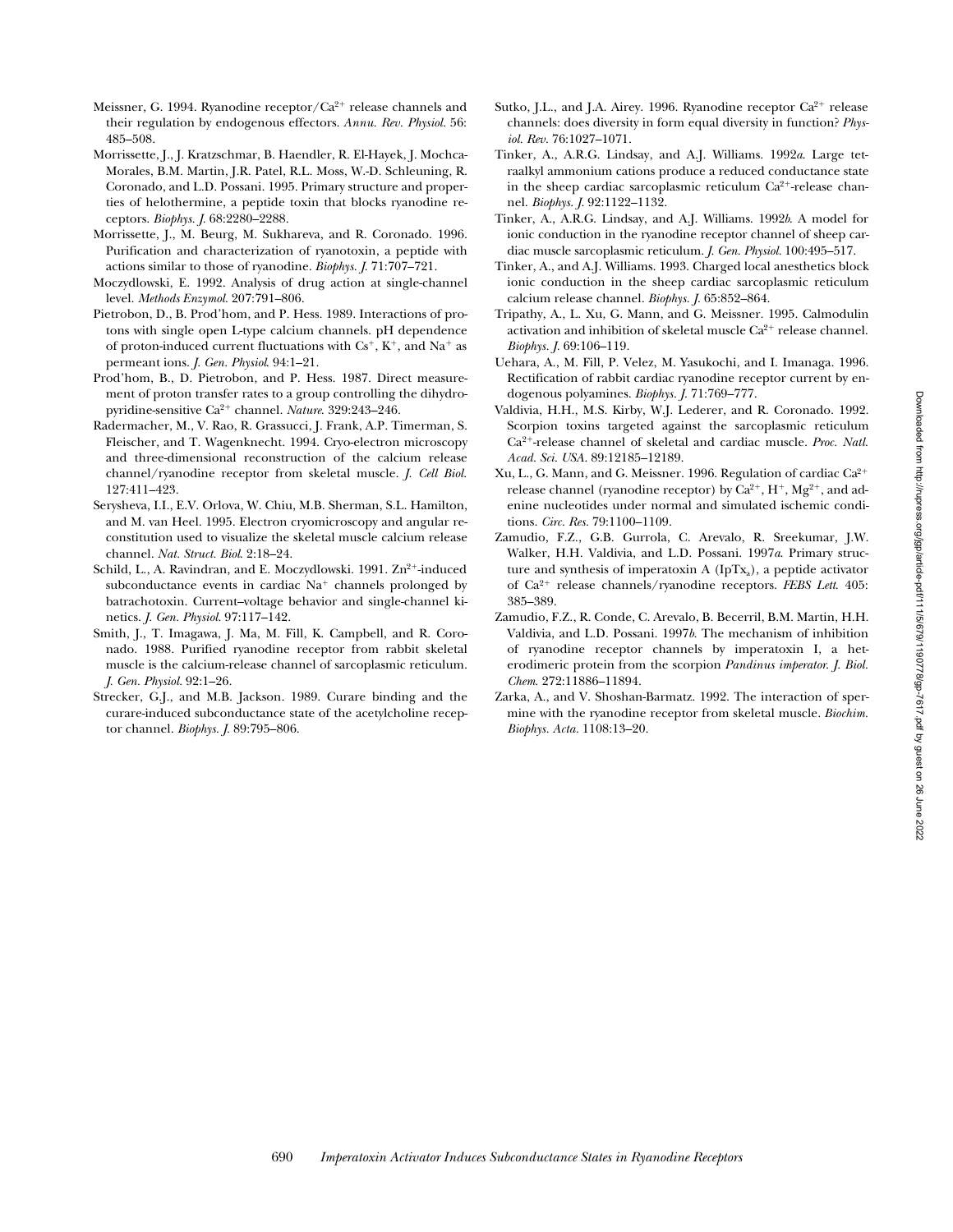Meissner, G. 1994. Ryanodine receptor/$Ca^{2+}$ release channels and their regulation by endogenous effectors. *Annu. Rev. Physiol.* 56: 485–508.

Morrissette, J., J. Kratzschmar, B. Haendler, R. El-Hayek, J. Mochca-Morales, B.M. Martin, J.R. Patel, R.L. Moss, W.-D. Schleuning, R. Coronado, and L.D. Possani. 1995. Primary structure and properties of helothermine, a peptide toxin that blocks ryanodine receptors. *Biophys. J.* 68:2280–2288.

Morrissette, J., M. Beurg, M. Sukhareva, and R. Coronado. 1996. Purification and characterization of ryanotoxin, a peptide with actions similar to those of ryanodine. *Biophys. J.* 71:707–721.

Moczydlowski, E. 1992. Analysis of drug action at single-channel level. *Methods Enzymol.* 207:791–806.

Pietrobon, D., B. Prod'hom, and P. Hess. 1989. Interactions of protons with single open L-type calcium channels. pH dependence of proton-induced current fluctuations with $Cs^+$, $K^+$, and $Na^+$ as permeant ions. *J. Gen. Physiol.* 94:1–21.

Prod'hom, B., D. Pietrobon, and P. Hess. 1987. Direct measurement of proton transfer rates to a group controlling the dihydropyridine-sensitive $Ca^{2+}$ channel. *Nature.* 329:243–246.

Radermacher, M., V. Rao, R. Grassucci, J. Frank, A.P. Timerman, S. Fleischer, and T. Wagenknecht. 1994. Cryo-electron microscopy and three-dimensional reconstruction of the calcium release channel/ryanodine receptor from skeletal muscle. *J. Cell Biol.* 127:411–423.

Serysheva, I.I., E.V. Orlova, W. Chiu, M.B. Sherman, S.L. Hamilton, and M. van Heel. 1995. Electron cryomicroscopy and angular reconstitution used to visualize the skeletal muscle calcium release channel. *Nat. Struct. Biol.* 2:18–24.

Schild, L., A. Ravindran, and E. Moczydlowski. 1991. $Zn^{2+}$-induced subconductance events in cardiac $Na^+$ channels prolonged by batrachotoxin. Current–voltage behavior and single-channel kinetics. *J. Gen. Physiol.* 97:117–142.

Smith, J., T. Imagawa, J. Ma, M. Fill, K. Campbell, and R. Coronado. 1988. Purified ryanodine receptor from rabbit skeletal muscle is the calcium-release channel of sarcoplasmic reticulum. *J. Gen. Physiol.* 92:1–26.

Strecker, G.J., and M.B. Jackson. 1989. Curare binding and the curare-induced subconductance state of the acetylcholine receptor channel. *Biophys. J.* 89:795–806.

Sutko, J.L., and J.A. Airey. 1996. Ryanodine receptor $Ca^{2+}$ release channels: does diversity in form equal diversity in function? *Physiol. Rev.* 76:1027–1071.

Tinker, A., A.R.G. Lindsay, and A.J. Williams. 1992*a*. Large tetraalkyl ammonium cations produce a reduced conductance state in the sheep cardiac sarcoplasmic reticulum $Ca^{2+}$-release channel. *Biophys. J.* 92:1122–1132.

Tinker, A., A.R.G. Lindsay, and A.J. Williams. 1992*b*. A model for ionic conduction in the ryanodine receptor channel of sheep cardiac muscle sarcoplasmic reticulum. *J. Gen. Physiol.* 100:495–517.

Tinker, A., and A.J. Williams. 1993. Charged local anesthetics block ionic conduction in the sheep cardiac sarcoplasmic reticulum calcium release channel. *Biophys. J.* 65:852–864.

Tripathy, A., L. Xu, G. Mann, and G. Meissner. 1995. Calmodulin activation and inhibition of skeletal muscle $Ca^{2+}$ release channel. *Biophys. J.* 69:106–119.

Uehara, A., M. Fill, P. Velez, M. Yasukochi, and I. Imanaga. 1996. Rectification of rabbit cardiac ryanodine receptor current by endogenous polyamines. *Biophys. J.* 71:769–777.

Valdivia, H.H., M.S. Kirby, W.J. Lederer, and R. Coronado. 1992. Scorpion toxins targeted against the sarcoplasmic reticulum $Ca^{2+}$-release channel of skeletal and cardiac muscle. *Proc. Natl. Acad. Sci. USA.* 89:12185–12189.

Xu, L., G. Mann, and G. Meissner. 1996. Regulation of cardiac $Ca^{2+}$ release channel (ryanodine receptor) by $Ca^{2+}$, $H^+$, $Mg^{2+}$, and adenine nucleotides under normal and simulated ischemic conditions. *Circ. Res.* 79:1100–1109.

Zamudio, F.Z., G.B. Gurrola, C. Arevalo, R. Sreekumar, J.W. Walker, H.H. Valdivia, and L.D. Possani. 1997*a*. Primary structure and synthesis of imperatoxin A ($IpTx_a$), a peptide activator of $Ca^{2+}$ release channels/ryanodine receptors. *FEBS Lett.* 405: 385–389.

Zamudio, F.Z., R. Conde, C. Arevalo, B. Becerril, B.M. Martin, H.H. Valdivia, and L.D. Possani. 1997*b*. The mechanism of inhibition of ryanodine receptor channels by imperatoxin I, a heterodimeric protein from the scorpion *Pandinus imperator*. *J. Biol. Chem.* 272:11886–11894.

Zarka, A., and V. Shoshan-Barmatz. 1992. The interaction of spermine with the ryanodine receptor from skeletal muscle. *Biochim. Biophys. Acta.* 1108:13–20.